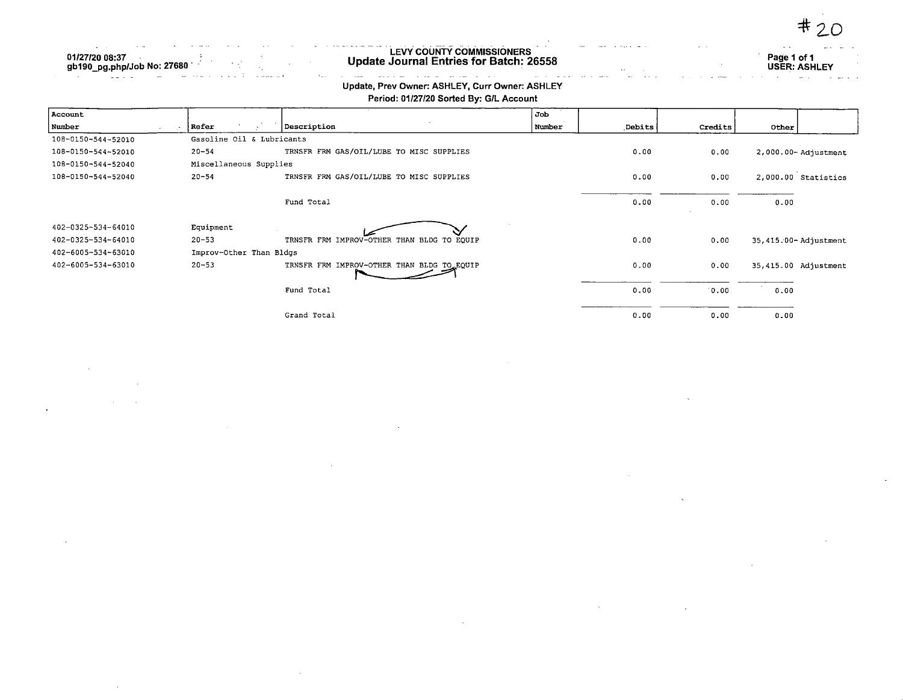#20

01/27/20 08:37
gb190_pg.php/Job No: 27680

# LEVY COUNTY COMMISSIONERS
## Update Journal Entries for Batch: 26558

Page 1 of 1
USER: ASHLEY

**Update, Prev Owner: ASHLEY, Curr Owner: ASHLEY**
**Period: 01/27/20 Sorted By: G/L Account**

| Account Number | Refer | Description | Job Number | Debits | Credits | Other | |
|---|---|---|---|---|---|---|---|
| 108-0150-544-52010 | Gasoline Oil & Lubricants | | | | | | |
| 108-0150-544-52010 | 20-54 | TRNSFR FRM GAS/OIL/LUBE TO MISC SUPPLIES | | 0.00 | 0.00 | 2,000.00- | Adjustment |
| 108-0150-544-52040 | Miscellaneous Supplies | | | | | | |
| 108-0150-544-52040 | 20-54 | TRNSFR FRM GAS/OIL/LUBE TO MISC SUPPLIES | | 0.00 | 0.00 | 2,000.00 | Statistics |
| | | Fund Total | | 0.00 | 0.00 | 0.00 | |
| 402-0325-534-64010 | Equipment | | | | | | |
| 402-0325-534-64010 | 20-53 | TRNSFR FRM IMPROV-OTHER THAN BLDG TO EQUIP | | 0.00 | 0.00 | 35,415.00- | Adjustment |
| 402-6005-534-63010 | Improv-Other Than Bldgs | | | | | | |
| 402-6005-534-63010 | 20-53 | TRNSFR FRM IMPROV-OTHER THAN BLDG TO EQUIP | | 0.00 | 0.00 | 35,415.00 | Adjustment |
| | | Fund Total | | 0.00 | 0.00 | 0.00 | |
| | | Grand Total | | 0.00 | 0.00 | 0.00 | |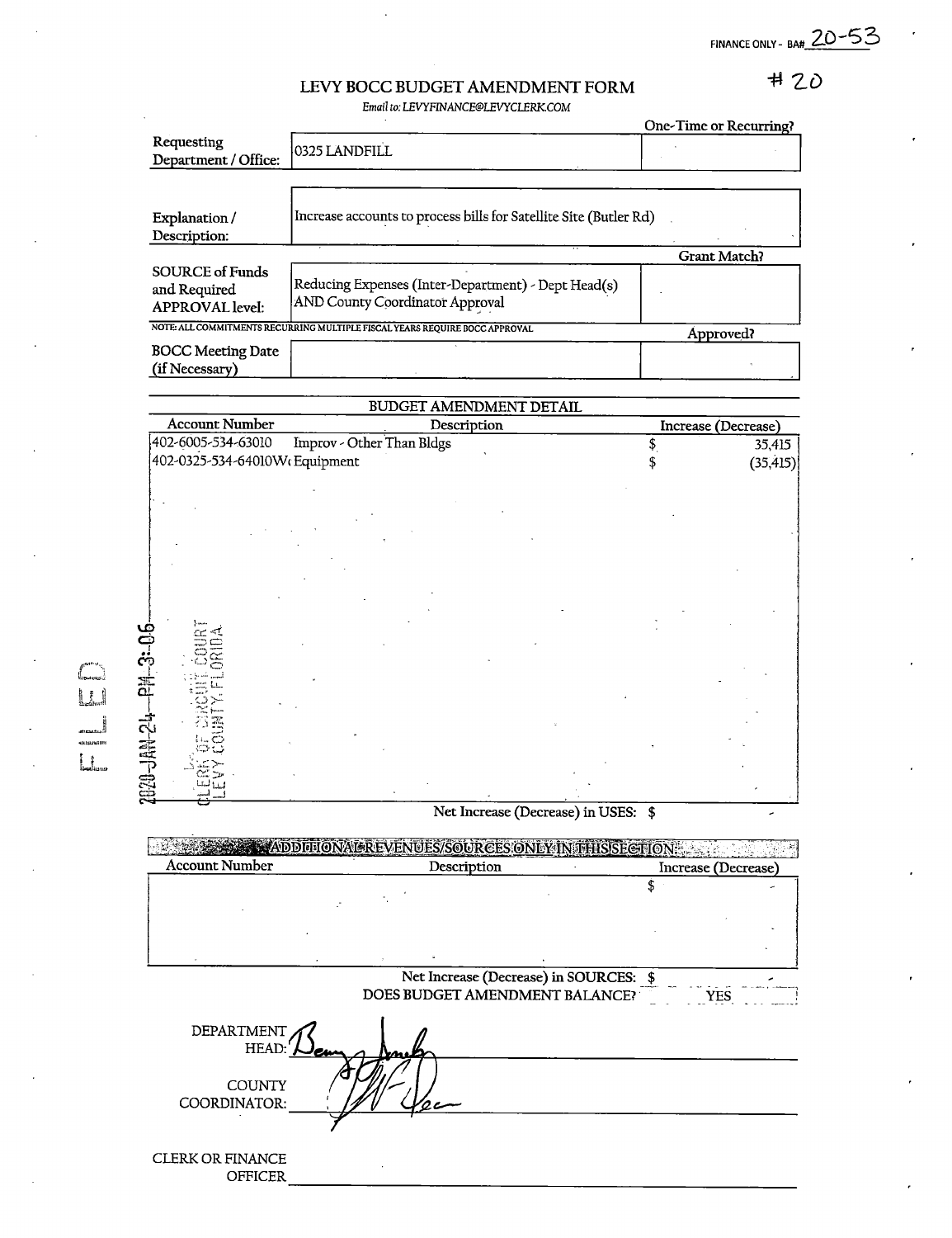FINANCE ONLY - BA# 20-53

#20

# LEVY BOCC BUDGET AMENDMENT FORM

*Email to: LEVYFINANCE@LEVYCLERK.COM*

| | | One-Time or Recurring? |
|---|---|---|
| Requesting Department / Office: | 0325 LANDFILL | |
| Explanation / Description: | Increase accounts to process bills for Satellite Site (Butler Rd) | |
| | | **Grant Match?** |
| SOURCE of Funds and Required APPROVAL level: | Reducing Expenses (Inter-Department) - Dept Head(s) AND County Coordinator Approval | |

NOTE: ALL COMMITMENTS RECURRING MULTIPLE FISCAL YEARS REQUIRE BOCC APPROVAL

| | | Approved? |
|---|---|---|
| BOCC Meeting Date (if Necessary) | | |

## BUDGET AMENDMENT DETAIL

| Account Number | Description | Increase (Decrease) |
|---|---|---|
| 402-6005-534-63010 | Improv - Other Than Bldgs | $ 35,415 |
| 402-0325-534-64010W | Equipment | $ (35,415) |

Net Increase (Decrease) in USES: $ -

FILED 2020 JAN 24 PM 3:06 CLERK OF CIRCUIT COURT LEVY COUNTY, FLORIDA

## ADDITIONAL REVENUES/SOURCES ONLY IN THIS SECTION:

| Account Number | Description | Increase (Decrease) |
|---|---|---|
| | | $ - |

Net Increase (Decrease) in SOURCES: $ -

DOES BUDGET AMENDMENT BALANCE? YES

DEPARTMENT HEAD: [signature]

COUNTY COORDINATOR: [signature]

CLERK OR FINANCE OFFICER ____________________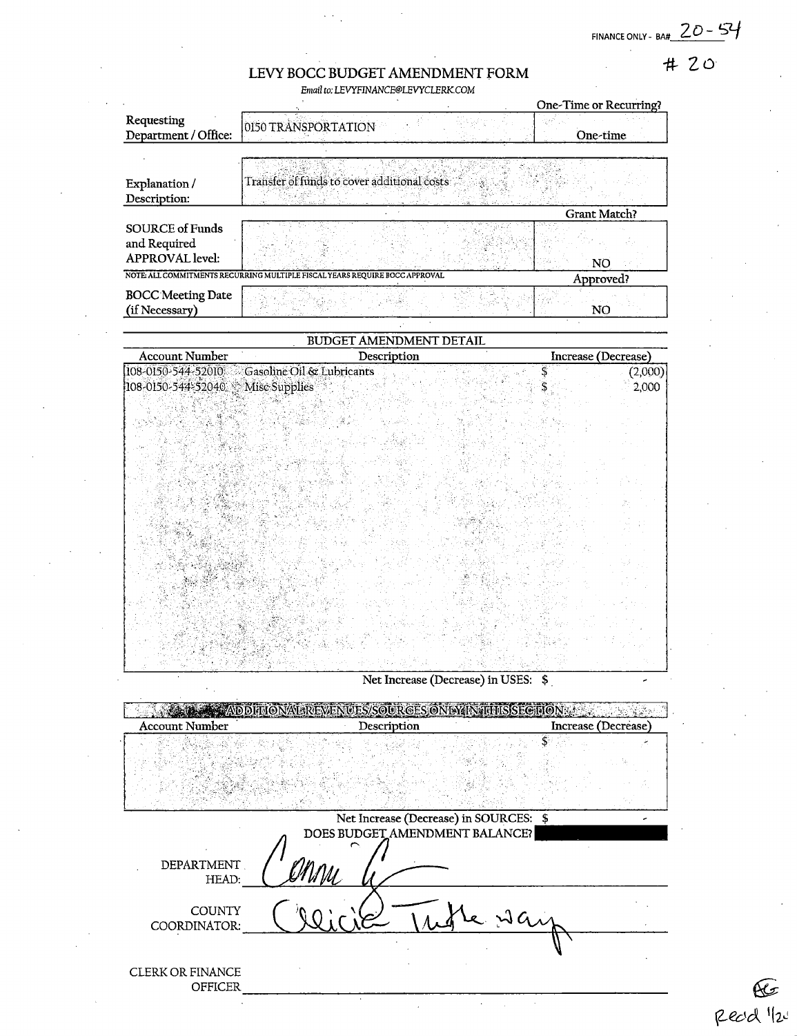FINANCE ONLY - BA# 20-54

#20

# LEVY BOCC BUDGET AMENDMENT FORM

*Email to: LEVYFINANCE@LEVYCLERK.COM*

| | | One-Time or Recurring? |
|---|---|---|
| Requesting Department / Office: | 0150 TRANSPORTATION | One-time |
| Explanation / Description: | Transfer of funds to cover additional costs | |
| | | Grant Match? |
| SOURCE of Funds and Required APPROVAL level: | | NO |
| NOTE: ALL COMMITMENTS RECURRING MULTIPLE FISCAL YEARS REQUIRE BOCC APPROVAL | | Approved? |
| BOCC Meeting Date (if Necessary) | | NO |

## BUDGET AMENDMENT DETAIL

| Account Number | Description | Increase (Decrease) |
|---|---|---|
| 108-0150-544-52010 | Gasoline Oil & Lubricants | $ (2,000) |
| 108-0150-544-52040 | Misc Supplies | $ 2,000 |

Net Increase (Decrease) in USES: $ -

## ADDITIONAL REVENUES/SOURCES ONLY IN THIS SECTION

| Account Number | Description | Increase (Decrease) |
|---|---|---|
| | | $ - |

Net Increase (Decrease) in SOURCES: $ -

DOES BUDGET AMENDMENT BALANCE?

DEPARTMENT HEAD: Connie G

COUNTY COORDINATOR: Wilbur Tuttle way

CLERK OR FINANCE OFFICER: ____________________

AG Rec'd 1/2